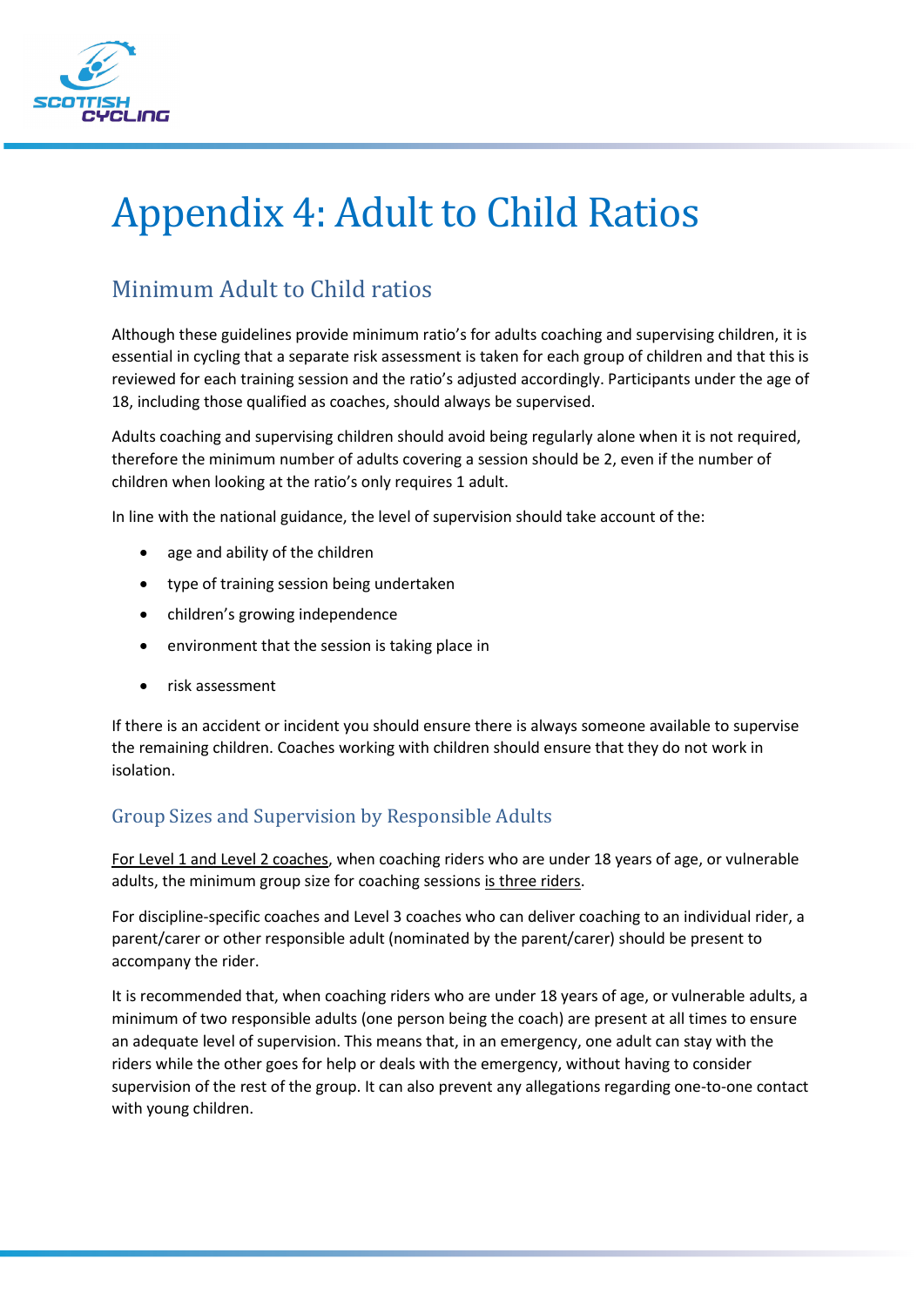# Appendix 4: Adult to Child Ratios

## Minimum Adult to Child ratios

Although these guidelines provide minimum ratio's for adults coaching and supervising children, it is essential in cycling that a separate risk assessment is taken for each group of children and that this is reviewed for each training session and the ratio's adjusted accordingly. Participants under the age of 18, including those qualified as coaches, should always be supervised.

Adults coaching and supervising children should avoid being regularly alone when it is not required, therefore the minimum number of adults covering a session should be 2, even if the number of children when looking at the ratio's only requires 1 adult.

In line with the national guidance, the level of supervision should take account of the:

- age and ability of the children
- type of training session being undertaken
- children's growing independence
- environment that the session is taking place in
- risk assessment

If there is an accident or incident you should ensure there is always someone available to supervise the remaining children. Coaches working with children should ensure that they do not work in isolation.

### Group Sizes and Supervision by Responsible Adults

For Level 1 and Level 2 coaches, when coaching riders who are under 18 years of age, or vulnerable adults, the minimum group size for coaching sessions is three riders.

For discipline-specific coaches and Level 3 coaches who can deliver coaching to an individual rider, a parent/carer or other responsible adult (nominated by the parent/carer) should be present to accompany the rider.

It is recommended that, when coaching riders who are under 18 years of age, or vulnerable adults, a minimum of two responsible adults (one person being the coach) are present at all times to ensure an adequate level of supervision. This means that, in an emergency, one adult can stay with the riders while the other goes for help or deals with the emergency, without having to consider supervision of the rest of the group. It can also prevent any allegations regarding one-to-one contact with young children.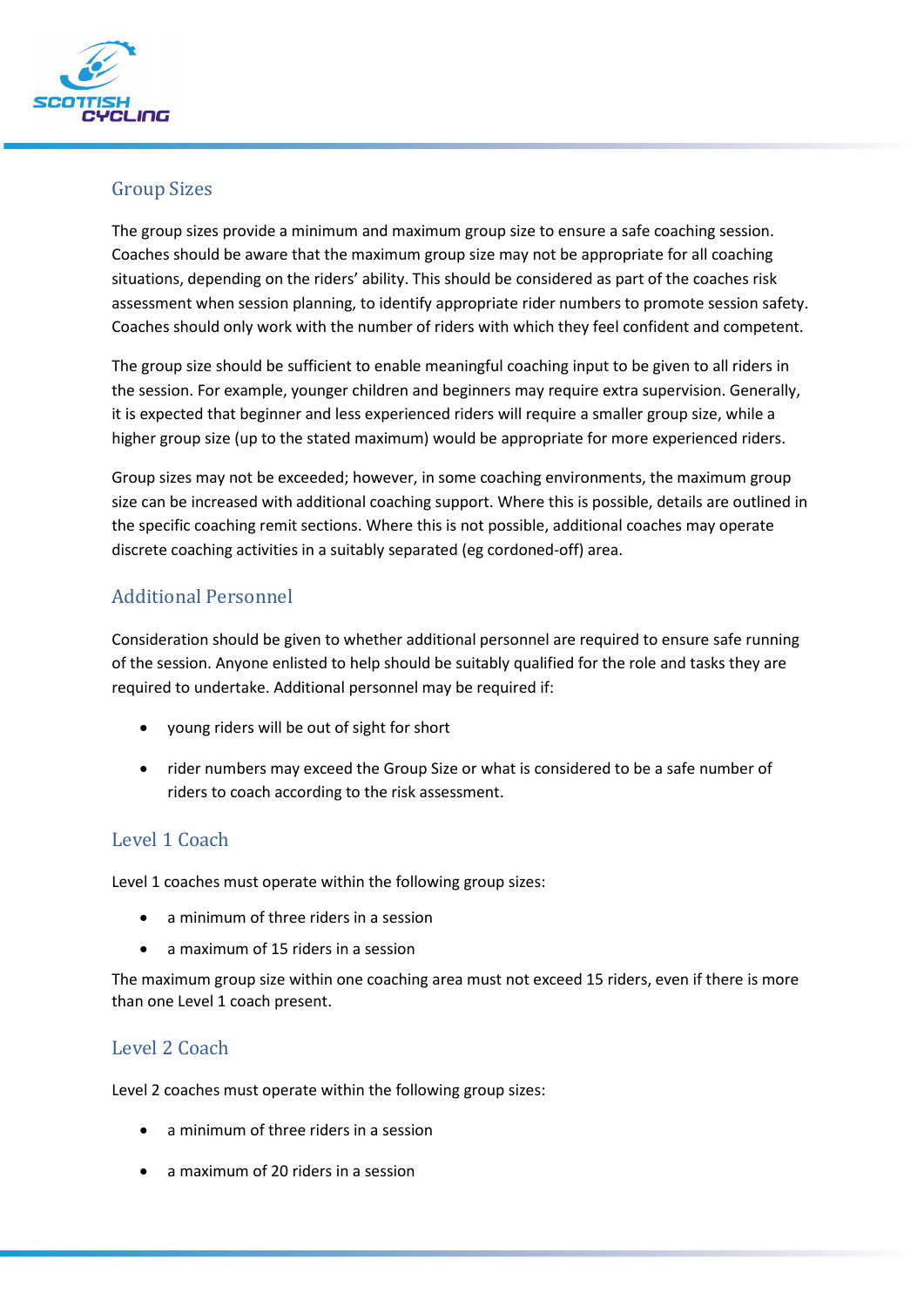## Group Sizes

The group sizes provide a minimum and maximum group size to ensure a safe coaching session. Coaches should be aware that the maximum group size may not be appropriate for all coaching situations, depending on the riders' ability. This should be considered as part of the coaches risk assessment when session planning, to identify appropriate rider numbers to promote session safety. Coaches should only work with the number of riders with which they feel confident and competent.

The group size should be sufficient to enable meaningful coaching input to be given to all riders in the session. For example, younger children and beginners may require extra supervision. Generally, it is expected that beginner and less experienced riders will require a smaller group size, while a higher group size (up to the stated maximum) would be appropriate for more experienced riders.

Group sizes may not be exceeded; however, in some coaching environments, the maximum group size can be increased with additional coaching support. Where this is possible, details are outlined in the specific coaching remit sections. Where this is not possible, additional coaches may operate discrete coaching activities in a suitably separated (eg cordoned-off) area.

## Additional Personnel

Consideration should be given to whether additional personnel are required to ensure safe running of the session. Anyone enlisted to help should be suitably qualified for the role and tasks they are required to undertake. Additional personnel may be required if:

- young riders will be out of sight for short
- rider numbers may exceed the Group Size or what is considered to be a safe number of riders to coach according to the risk assessment.

## Level 1 Coach

Level 1 coaches must operate within the following group sizes:

- a minimum of three riders in a session
- a maximum of 15 riders in a session

The maximum group size within one coaching area must not exceed 15 riders, even if there is more than one Level 1 coach present.

## Level 2 Coach

Level 2 coaches must operate within the following group sizes:

- a minimum of three riders in a session
- a maximum of 20 riders in a session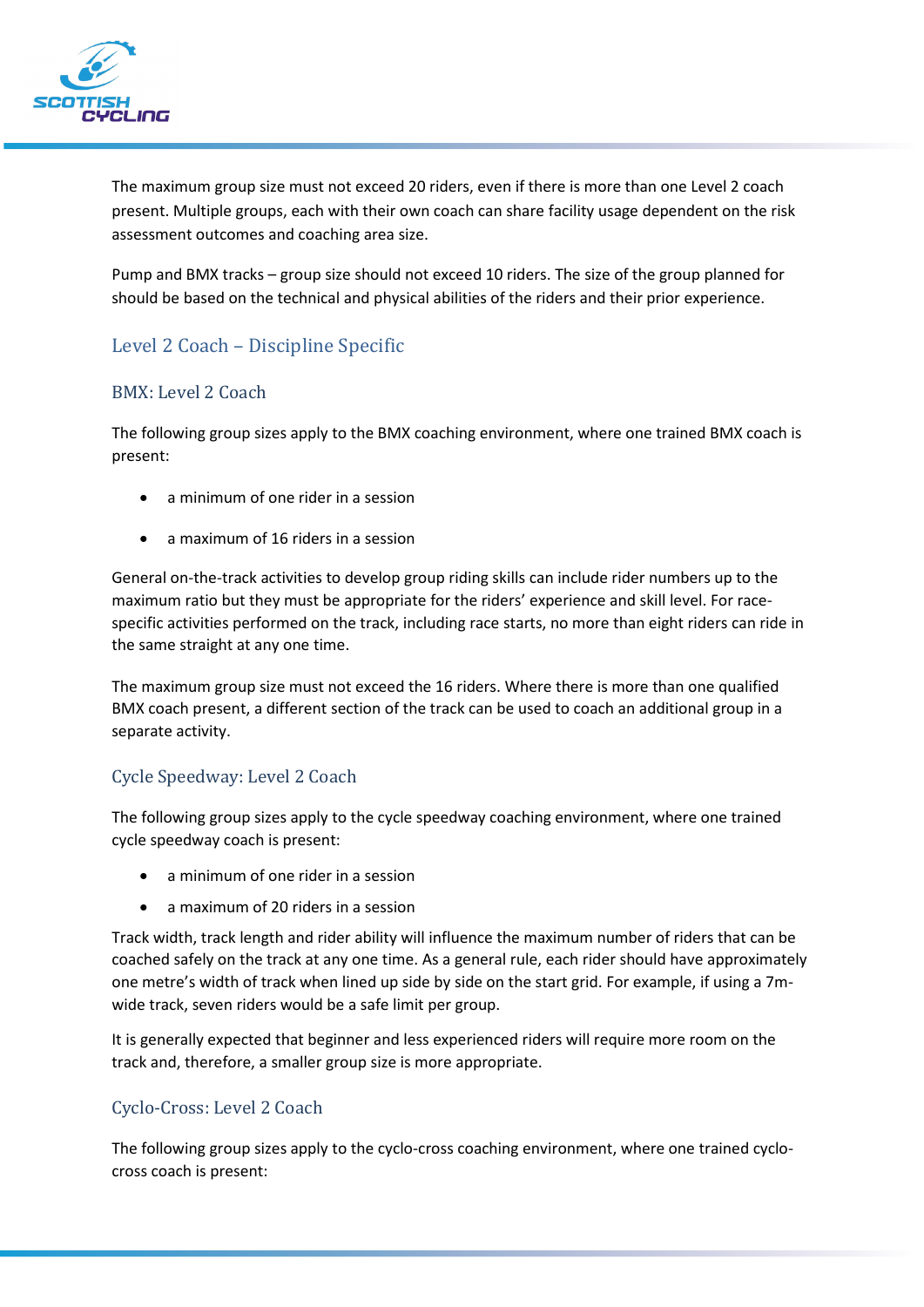The maximum group size must not exceed 20 riders, even if there is more than one Level 2 coach present. Multiple groups, each with their own coach can share facility usage dependent on the risk assessment outcomes and coaching area size.

Pump and BMX tracks – group size should not exceed 10 riders. The size of the group planned for should be based on the technical and physical abilities of the riders and their prior experience.

## Level 2 Coach – Discipline Specific

### BMX: Level 2 Coach

The following group sizes apply to the BMX coaching environment, where one trained BMX coach is present:

- a minimum of one rider in a session
- a maximum of 16 riders in a session

General on-the-track activities to develop group riding skills can include rider numbers up to the maximum ratio but they must be appropriate for the riders' experience and skill level. For race-specific activities performed on the track, including race starts, no more than eight riders can ride in the same straight at any one time.

The maximum group size must not exceed the 16 riders. Where there is more than one qualified BMX coach present, a different section of the track can be used to coach an additional group in a separate activity.

### Cycle Speedway: Level 2 Coach

The following group sizes apply to the cycle speedway coaching environment, where one trained cycle speedway coach is present:

- a minimum of one rider in a session
- a maximum of 20 riders in a session

Track width, track length and rider ability will influence the maximum number of riders that can be coached safely on the track at any one time. As a general rule, each rider should have approximately one metre's width of track when lined up side by side on the start grid. For example, if using a 7m-wide track, seven riders would be a safe limit per group.

It is generally expected that beginner and less experienced riders will require more room on the track and, therefore, a smaller group size is more appropriate.

### Cyclo-Cross: Level 2 Coach

The following group sizes apply to the cyclo-cross coaching environment, where one trained cyclo-cross coach is present: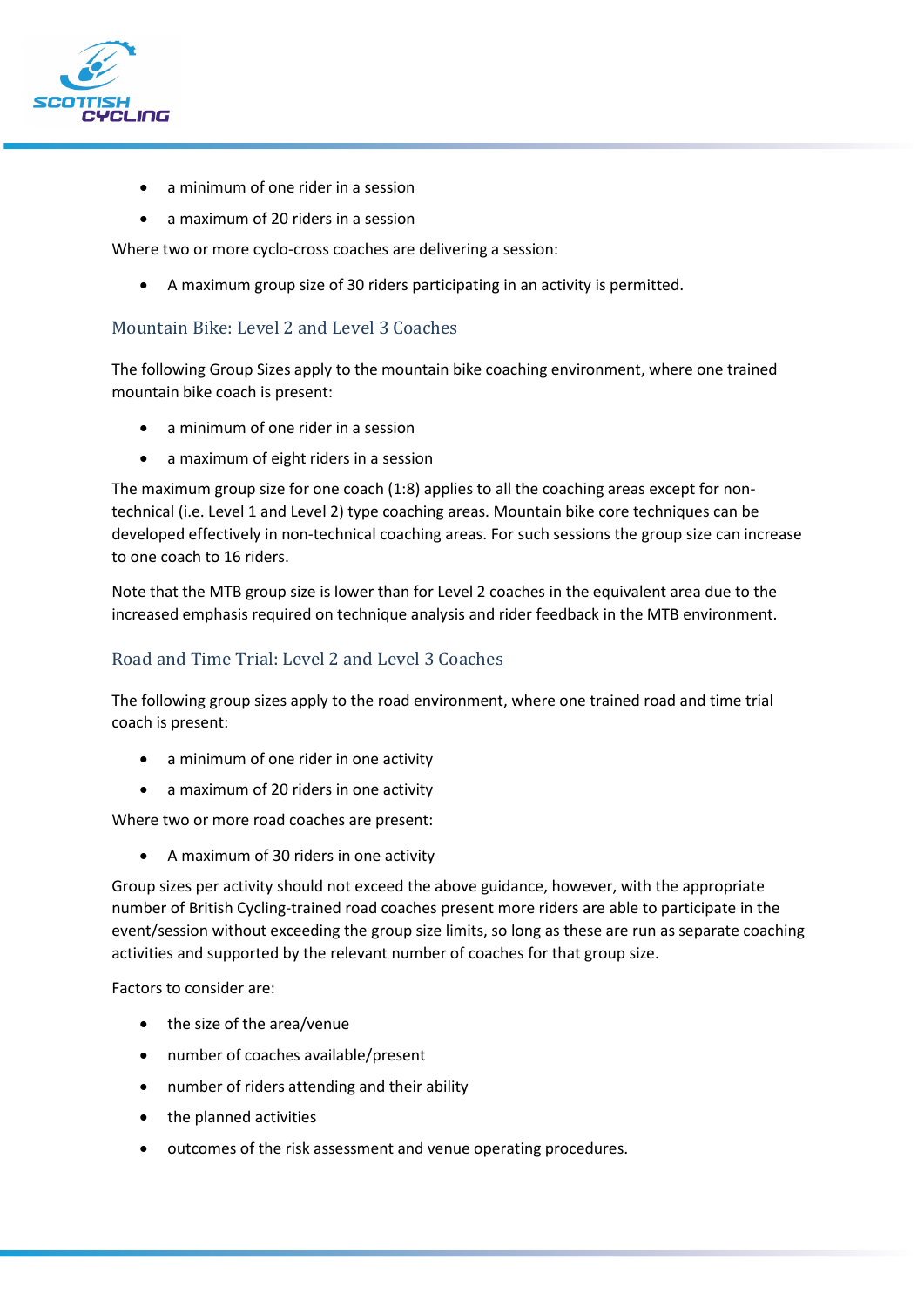- a minimum of one rider in a session
- a maximum of 20 riders in a session

Where two or more cyclo-cross coaches are delivering a session:

- A maximum group size of 30 riders participating in an activity is permitted.

### Mountain Bike: Level 2 and Level 3 Coaches

The following Group Sizes apply to the mountain bike coaching environment, where one trained mountain bike coach is present:

- a minimum of one rider in a session
- a maximum of eight riders in a session

The maximum group size for one coach (1:8) applies to all the coaching areas except for non-technical (i.e. Level 1 and Level 2) type coaching areas. Mountain bike core techniques can be developed effectively in non-technical coaching areas. For such sessions the group size can increase to one coach to 16 riders.

Note that the MTB group size is lower than for Level 2 coaches in the equivalent area due to the increased emphasis required on technique analysis and rider feedback in the MTB environment.

### Road and Time Trial: Level 2 and Level 3 Coaches

The following group sizes apply to the road environment, where one trained road and time trial coach is present:

- a minimum of one rider in one activity
- a maximum of 20 riders in one activity

Where two or more road coaches are present:

- A maximum of 30 riders in one activity

Group sizes per activity should not exceed the above guidance, however, with the appropriate number of British Cycling-trained road coaches present more riders are able to participate in the event/session without exceeding the group size limits, so long as these are run as separate coaching activities and supported by the relevant number of coaches for that group size.

Factors to consider are:

- the size of the area/venue
- number of coaches available/present
- number of riders attending and their ability
- the planned activities
- outcomes of the risk assessment and venue operating procedures.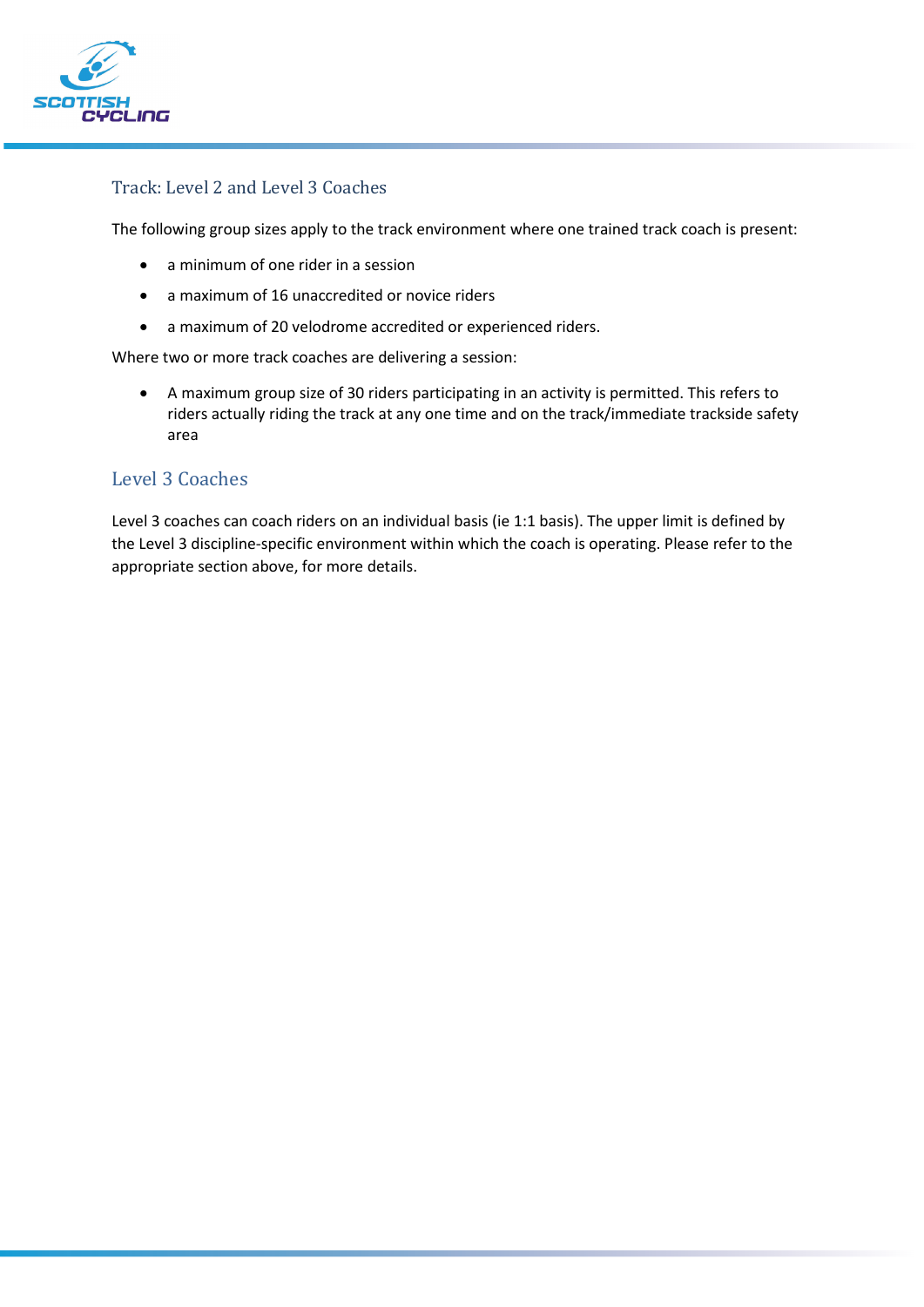## Track: Level 2 and Level 3 Coaches

The following group sizes apply to the track environment where one trained track coach is present:

- a minimum of one rider in a session
- a maximum of 16 unaccredited or novice riders
- a maximum of 20 velodrome accredited or experienced riders.

Where two or more track coaches are delivering a session:

- A maximum group size of 30 riders participating in an activity is permitted. This refers to riders actually riding the track at any one time and on the track/immediate trackside safety area

## Level 3 Coaches

Level 3 coaches can coach riders on an individual basis (ie 1:1 basis). The upper limit is defined by the Level 3 discipline-specific environment within which the coach is operating. Please refer to the appropriate section above, for more details.